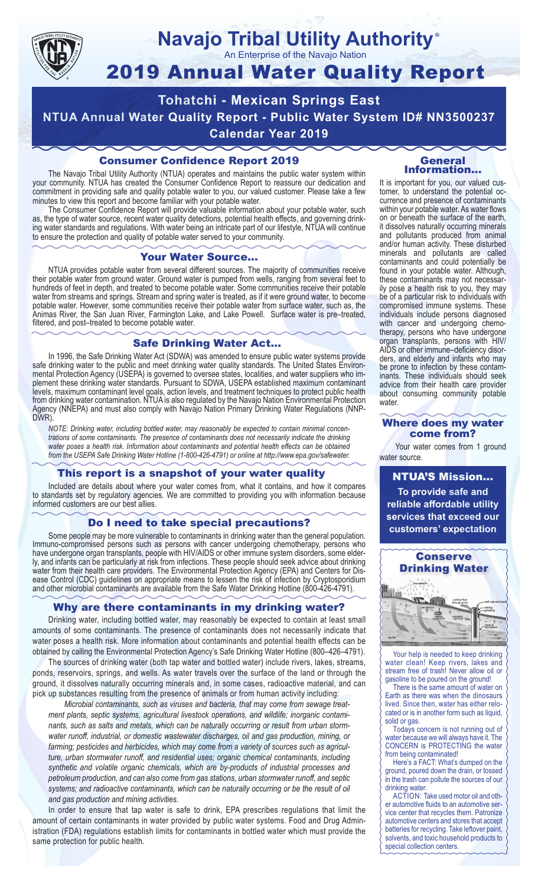# Navajo Tribal Utility Authority®

An Enterprise of the Navajo Nation

# 2019 Annual Water Quality Report

## Tohatchi - Mexican Springs East

## NTUA Annual Water Quality Report - Public Water System ID# NN3500237

## Calendar Year 2019

### Consumer Confidence Report 2019

The Navajo Tribal Utility Authority (NTUA) operates and maintains the public water system within your community. NTUA has created the Consumer Confidence Report to reassure our dedication and commitment in providing safe and quality potable water to you, our valued customer. Please take a few minutes to view this report and become familiar with your potable water.

The Consumer Confidence Report will provide valuable information about your potable water, such as, the type of water source, recent water quality detections, potential health effects, and governing drinking water standards and regulations. With water being an intricate part of our lifestyle, NTUA will continue to ensure the protection and quality of potable water served to your community.

### Your Water Source...

NTUA provides potable water from several different sources. The majority of communities receive their potable water from ground water. Ground water is pumped from wells, ranging from several feet to hundreds of feet in depth, and treated to become potable water. Some communities receive their potable water from streams and springs. Stream and spring water is treated, as if it were ground water, to become potable water. However, some communities receive their potable water from surface water, such as, the Animas River, the San Juan River, Farmington Lake, and Lake Powell. Surface water is pre–treated, filtered, and post–treated to become potable water.

### Safe Drinking Water Act...

In 1996, the Safe Drinking Water Act (SDWA) was amended to ensure public water systems provide safe drinking water to the public and meet drinking water quality standards. The United States Environmental Protection Agency (USEPA) is governed to oversee states, localities, and water suppliers who implement these drinking water standards. Pursuant to SDWA, USEPA established maximum contaminant levels, maximum contaminant level goals, action levels, and treatment techniques to protect public health from drinking water contamination. NTUA is also regulated by the Navajo Nation Environmental Protection Agency (NNEPA) and must also comply with Navajo Nation Primary Drinking Water Regulations (NNPDWR).

*NOTE: Drinking water, including bottled water, may reasonably be expected to contain minimal concentrations of some contaminants. The presence of contaminants does not necessarily indicate the drinking water poses a health risk. Information about contaminants and potential health effects can be obtained from the USEPA Safe Drinking Water Hotline (1-800-426-4791) or online at http://www.epa.gov/safewater.*

### This report is a snapshot of your water quality

Included are details about where your water comes from, what it contains, and how it compares to standards set by regulatory agencies. We are committed to providing you with information because informed customers are our best allies.

### Do I need to take special precautions?

Some people may be more vulnerable to contaminants in drinking water than the general population. Immuno-compromised persons such as persons with cancer undergoing chemotherapy, persons who have undergone organ transplants, people with HIV/AIDS or other immune system disorders, some elderly, and infants can be particularly at risk from infections. These people should seek advice about drinking water from their health care providers. The Environmental Protection Agency (EPA) and Centers for Disease Control (CDC) guidelines on appropriate means to lessen the risk of infection by Cryptosporidium and other microbial contaminants are available from the Safe Water Drinking Hotline (800-426-4791).

### Why are there contaminants in my drinking water?

Drinking water, including bottled water, may reasonably be expected to contain at least small amounts of some contaminants. The presence of contaminants does not necessarily indicate that water poses a health risk. More information about contaminants and potential health effects can be obtained by calling the Environmental Protection Agency's Safe Drinking Water Hotline (800–426–4791).

The sources of drinking water (both tap water and bottled water) include rivers, lakes, streams, ponds, reservoirs, springs, and wells. As water travels over the surface of the land or through the ground, it dissolves naturally occurring minerals and, in some cases, radioactive material, and can pick up substances resulting from the presence of animals or from human activity including:

*Microbial contaminants, such as viruses and bacteria, that may come from sewage treatment plants, septic systems, agricultural livestock operations, and wildlife; inorganic contaminants, such as salts and metals, which can be naturally occurring or result from urban stormwater runoff, industrial, or domestic wastewater discharges, oil and gas production, mining, or farming; pesticides and herbicides, which may come from a variety of sources such as agriculture, urban stormwater runoff, and residential uses; organic chemical contaminants, including synthetic and volatile organic chemicals, which are by-products of industrial processes and petroleum production, and can also come from gas stations, urban stormwater runoff, and septic systems; and radioactive contaminants, which can be naturally occurring or be the result of oil and gas production and mining activities.*

In order to ensure that tap water is safe to drink, EPA prescribes regulations that limit the amount of certain contaminants in water provided by public water systems. Food and Drug Administration (FDA) regulations establish limits for contaminants in bottled water which must provide the same protection for public health.

### General Information...

It is important for you, our valued customer, to understand the potential occurrence and presence of contaminants within your potable water. As water flows on or beneath the surface of the earth, it dissolves naturally occurring minerals and pollutants produced from animal and/or human activity. These disturbed minerals and pollutants are called contaminants and could potentially be found in your potable water. Although, these contaminants may not necessarily pose a health risk to you, they may be of a particular risk to individuals with compromised immune systems. These individuals include persons diagnosed with cancer and undergoing chemotherapy, persons who have undergone organ transplants, persons with HIV/AIDS or other immune–deficiency disorders, and elderly and infants who may be prone to infection by these contaminants. These individuals should seek advice from their health care provider about consuming community potable water.

### Where does my water come from?

Your water comes from 1 ground water source.

### NTUA'S Mission...

**To provide safe and reliable affordable utility services that exceed our customers' expectation**

### Conserve Drinking Water

Your help is needed to keep drinking water clean! Keep rivers, lakes and stream free of trash! Never allow oil or gasoline to be poured on the ground!

There is the same amount of water on Earth as there was when the dinosaurs lived. Since then, water has either relocated or is in another form such as liquid, solid or gas.

Todays concern is not running out of water because we will always have it. The CONCERN is PROTECTING the water from being contaminated!

Here's a FACT: What's dumped on the ground, poured down the drain, or tossed in the trash can pollute the sources of our drinking water.

ACTION: Take used motor oil and other automotive fluids to an automotive service center that recycles them. Patronize automotive centers and stores that accept batteries for recycling. Take leftover paint, solvents, and toxic household products to special collection centers.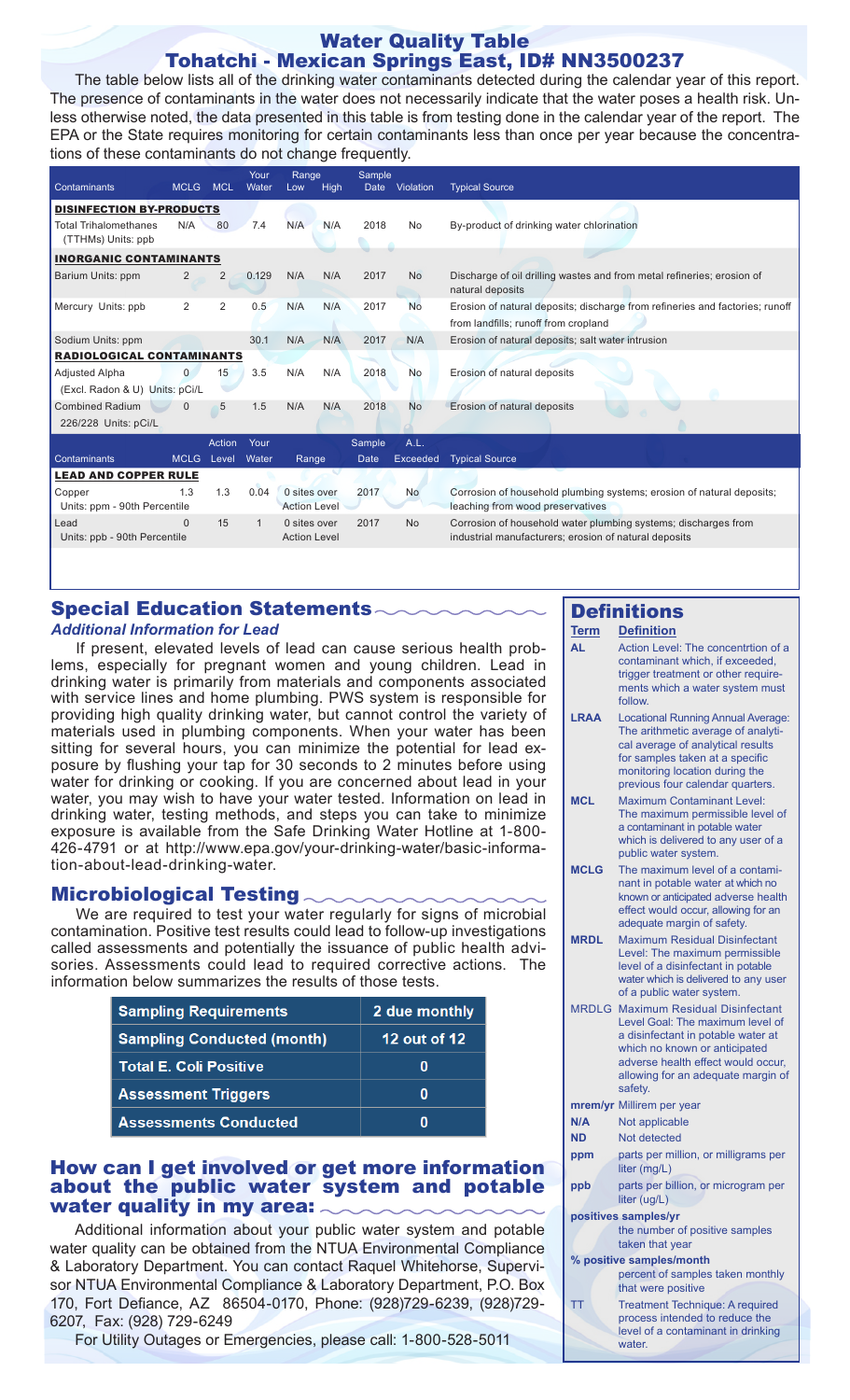# Water Quality Table
## Tohatchi - Mexican Springs East, ID# NN3500237

The table below lists all of the drinking water contaminants detected during the calendar year of this report. The presence of contaminants in the water does not necessarily indicate that the water poses a health risk. Unless otherwise noted, the data presented in this table is from testing done in the calendar year of the report. The EPA or the State requires monitoring for certain contaminants less than once per year because the concentrations of these contaminants do not change frequently.

| Contaminants | MCLG | MCL | Your Water | Range Low | Range High | Sample Date | Violation | Typical Source |
|---|---|---|---|---|---|---|---|---|
| **DISINFECTION BY-PRODUCTS** | | | | | | | | |
| Total Trihalomethanes (TTHMs) Units: ppb | N/A | 80 | 7.4 | N/A | N/A | 2018 | No | By-product of drinking water chlorination |
| **INORGANIC CONTAMINANTS** | | | | | | | | |
| Barium Units: ppm | 2 | 2 | 0.129 | N/A | N/A | 2017 | No | Discharge of oil drilling wastes and from metal refineries; erosion of natural deposits |
| Mercury Units: ppb | 2 | 2 | 0.5 | N/A | N/A | 2017 | No | Erosion of natural deposits; discharge from refineries and factories; runoff from landfills; runoff from cropland |
| Sodium Units: ppm | | | 30.1 | N/A | N/A | 2017 | N/A | Erosion of natural deposits; salt water intrusion |
| **RADIOLOGICAL CONTAMINANTS** | | | | | | | | |
| Adjusted Alpha (Excl. Radon & U) Units: pCi/L | 0 | 15 | 3.5 | N/A | N/A | 2018 | No | Erosion of natural deposits |
| Combined Radium 226/228 Units: pCi/L | 0 | 5 | 1.5 | N/A | N/A | 2018 | No | Erosion of natural deposits |

| Contaminants | MCLG | Action Level | Your Water | Range | Sample Date | A.L. Exceeded | Typical Source |
|---|---|---|---|---|---|---|---|
| **LEAD AND COPPER RULE** | | | | | | | |
| Copper Units: ppm - 90th Percentile | 1.3 | 1.3 | 0.04 | 0 sites over Action Level | 2017 | No | Corrosion of household plumbing systems; erosion of natural deposits; leaching from wood preservatives |
| Lead Units: ppb - 90th Percentile | 0 | 15 | 1 | 0 sites over Action Level | 2017 | No | Corrosion of household water plumbing systems; discharges from industrial manufacturers; erosion of natural deposits |

## Special Education Statements

### *Additional Information for Lead*

If present, elevated levels of lead can cause serious health problems, especially for pregnant women and young children. Lead in drinking water is primarily from materials and components associated with service lines and home plumbing. PWS system is responsible for providing high quality drinking water, but cannot control the variety of materials used in plumbing components. When your water has been sitting for several hours, you can minimize the potential for lead exposure by flushing your tap for 30 seconds to 2 minutes before using water for drinking or cooking. If you are concerned about lead in your water, you may wish to have your water tested. Information on lead in drinking water, testing methods, and steps you can take to minimize exposure is available from the Safe Drinking Water Hotline at 1-800-426-4791 or at http://www.epa.gov/your-drinking-water/basic-information-about-lead-drinking-water.

## Microbiological Testing

We are required to test your water regularly for signs of microbial contamination. Positive test results could lead to follow-up investigations called assessments and potentially the issuance of public health advisories. Assessments could lead to required corrective actions. The information below summarizes the results of those tests.

| Sampling Requirements | 2 due monthly |
|---|---|
| Sampling Conducted (month) | 12 out of 12 |
| Total E. Coli Positive | 0 |
| Assessment Triggers | 0 |
| Assessments Conducted | 0 |

## How can I get involved or get more information about the public water system and potable water quality in my area:

Additional information about your public water system and potable water quality can be obtained from the NTUA Environmental Compliance & Laboratory Department. You can contact Raquel Whitehorse, Supervisor NTUA Environmental Compliance & Laboratory Department, P.O. Box 170, Fort Defiance, AZ 86504-0170, Phone: (928)729-6239, (928)729-6207, Fax: (928) 729-6249

For Utility Outages or Emergencies, please call: 1-800-528-5011

## Definitions

| Term | Definition |
|---|---|
| AL | Action Level: The concentrtion of a contaminant which, if exceeded, trigger treatment or other requirements which a water system must follow. |
| LRAA | Locational Running Annual Average: The arithmetic average of analytical average of analytical results for samples taken at a specific monitoring location during the previous four calendar quarters. |
| MCL | Maximum Contaminant Level: The maximum permissible level of a contaminant in potable water which is delivered to any user of a public water system. |
| MCLG | The maximum level of a contaminant in potable water at which no known or anticipated adverse health effect would occur, allowing for an adequate margin of safety. |
| MRDL | Maximum Residual Disinfectant Level: The maximum permissible level of a disinfectant in potable water which is delivered to any user of a public water system. |
| MRDLG | Maximum Residual Disinfectant Level Goal: The maximum level of a disinfectant in potable water at which no known or anticipated adverse health effect would occur, allowing for an adequate margin of safety. |
| mrem/yr | Millirem per year |
| N/A | Not applicable |
| ND | Not detected |
| ppm | parts per million, or milligrams per liter (mg/L) |
| ppb | parts per billion, or microgram per liter (ug/L) |
| positives samples/yr | the number of positive samples taken that year |
| % positive samples/month | percent of samples taken monthly that were positive |
| TT | Treatment Technique: A required process intended to reduce the level of a contaminant in drinking water. |